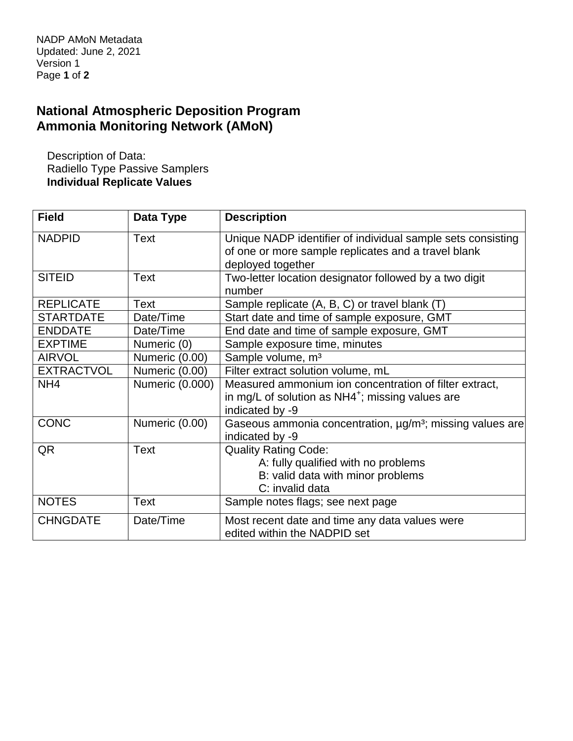NADP AMoN Metadata
Updated: June 2, 2021
Version 1

# National Atmospheric Deposition Program
# Ammonia Monitoring Network (AMoN)

Description of Data:
Radiello Type Passive Samplers
**Individual Replicate Values**

| Field | Data Type | Description |
|---|---|---|
| NADPID | Text | Unique NADP identifier of individual sample sets consisting of one or more sample replicates and a travel blank deployed together |
| SITEID | Text | Two-letter location designator followed by a two digit number |
| REPLICATE | Text | Sample replicate (A, B, C) or travel blank (T) |
| STARTDATE | Date/Time | Start date and time of sample exposure, GMT |
| ENDDATE | Date/Time | End date and time of sample exposure, GMT |
| EXPTIME | Numeric (0) | Sample exposure time, minutes |
| AIRVOL | Numeric (0.00) | Sample volume, $m^3$ |
| EXTRACTVOL | Numeric (0.00) | Filter extract solution volume, mL |
| NH4 | Numeric (0.000) | Measured ammonium ion concentration of filter extract, in mg/L of solution as $NH4^+$; missing values are indicated by -9 |
| CONC | Numeric (0.00) | Gaseous ammonia concentration, µg/$m^3$; missing values are indicated by -9 |
| QR | Text | Quality Rating Code: A: fully qualified with no problems B: valid data with minor problems C: invalid data |
| NOTES | Text | Sample notes flags; see next page |
| CHNGDATE | Date/Time | Most recent date and time any data values were edited within the NADPID set |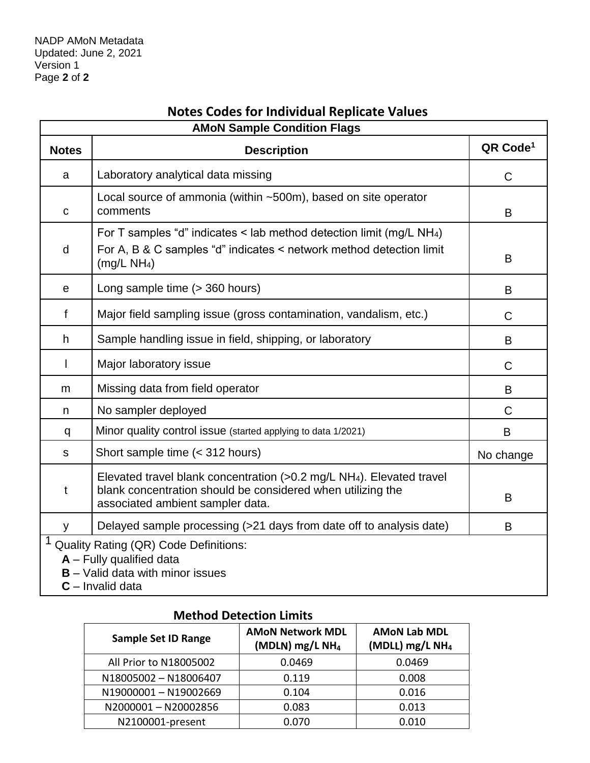## Notes Codes for Individual Replicate Values

| AMoN Sample Condition Flags | | |
|---|---|---|
| **Notes** | **Description** | **QR Code[1]** |
| a | Laboratory analytical data missing | C |
| c | Local source of ammonia (within ~500m), based on site operator comments | B |
| d | For T samples "d" indicates < lab method detection limit (mg/L $NH_4$) For A, B & C samples "d" indicates < network method detection limit (mg/L $NH_4$) | B |
| e | Long sample time (> 360 hours) | B |
| f | Major field sampling issue (gross contamination, vandalism, etc.) | C |
| h | Sample handling issue in field, shipping, or laboratory | B |
| l | Major laboratory issue | C |
| m | Missing data from field operator | B |
| n | No sampler deployed | C |
| q | Minor quality control issue (started applying to data 1/2021) | B |
| s | Short sample time (< 312 hours) | No change |
| t | Elevated travel blank concentration (>0.2 mg/L $NH_4$). Elevated travel blank concentration should be considered when utilizing the associated ambient sampler data. | B |
| y | Delayed sample processing (>21 days from date off to analysis date) | B |

[1] Quality Rating (QR) Code Definitions:

- **A** – Fully qualified data
- **B** – Valid data with minor issues
- **C** – Invalid data

### Method Detection Limits

| Sample Set ID Range | AMoN Network MDL (MDLN) mg/L $NH_4$ | AMoN Lab MDL (MDLL) mg/L $NH_4$ |
|---|---|---|
| All Prior to N18005002 | 0.0469 | 0.0469 |
| N18005002 – N18006407 | 0.119 | 0.008 |
| N19000001 – N19002669 | 0.104 | 0.016 |
| N2000001 – N20002856 | 0.083 | 0.013 |
| N2100001-present | 0.070 | 0.010 |